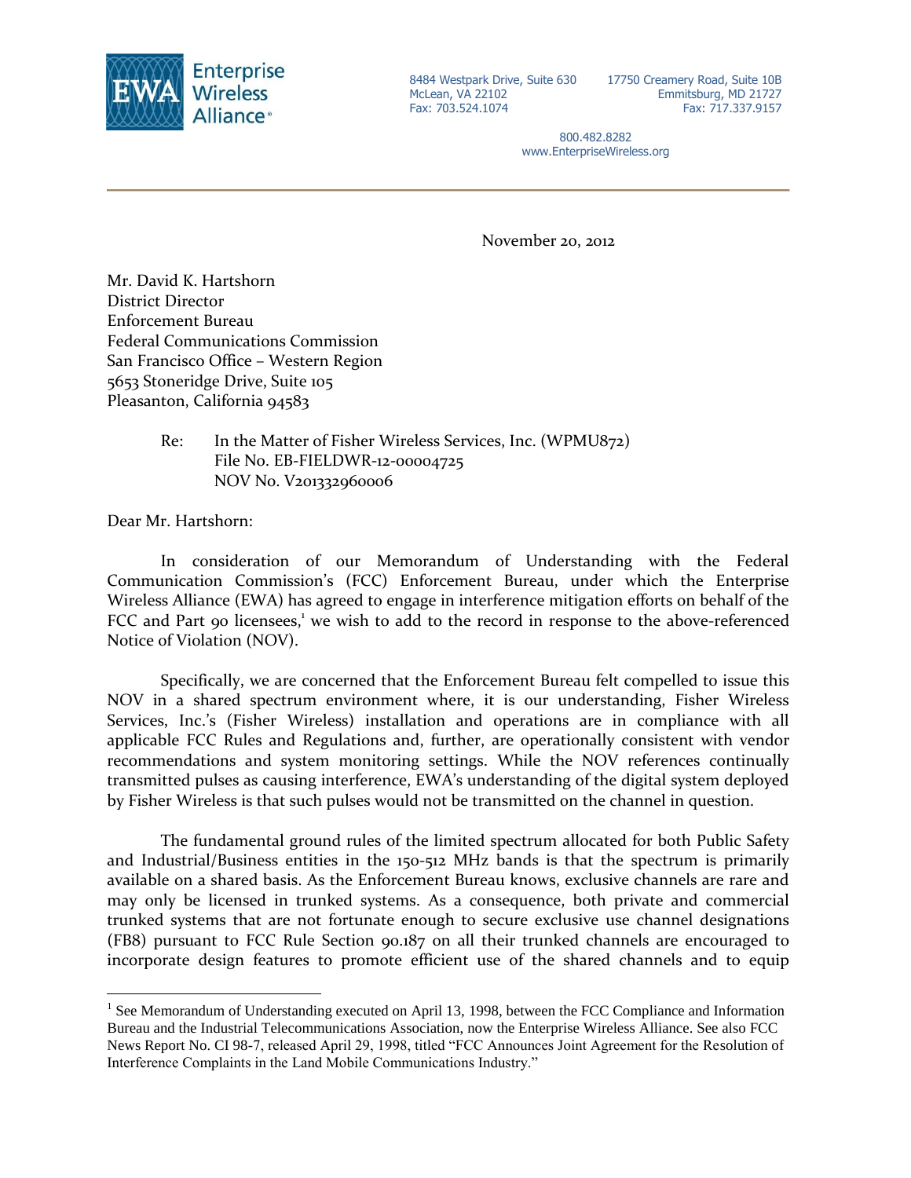Enterprise Wireless Alliance®

8484 Westpark Drive, Suite 630
McLean, VA 22102
Fax: 703.524.1074

17750 Creamery Road, Suite 10B
Emmitsburg, MD 21727
Fax: 717.337.9157

800.482.8282
www.EnterpriseWireless.org

November 20, 2012

Mr. David K. Hartshorn
District Director
Enforcement Bureau
Federal Communications Commission
San Francisco Office – Western Region
5653 Stoneridge Drive, Suite 105
Pleasanton, California 94583

Re: In the Matter of Fisher Wireless Services, Inc. (WPMU872)
File No. EB-FIELDWR-12-00004725
NOV No. V201332960006

Dear Mr. Hartshorn:

In consideration of our Memorandum of Understanding with the Federal Communication Commission's (FCC) Enforcement Bureau, under which the Enterprise Wireless Alliance (EWA) has agreed to engage in interference mitigation efforts on behalf of the FCC and Part 90 licensees,[1] we wish to add to the record in response to the above-referenced Notice of Violation (NOV).

Specifically, we are concerned that the Enforcement Bureau felt compelled to issue this NOV in a shared spectrum environment where, it is our understanding, Fisher Wireless Services, Inc.'s (Fisher Wireless) installation and operations are in compliance with all applicable FCC Rules and Regulations and, further, are operationally consistent with vendor recommendations and system monitoring settings. While the NOV references continually transmitted pulses as causing interference, EWA's understanding of the digital system deployed by Fisher Wireless is that such pulses would not be transmitted on the channel in question.

The fundamental ground rules of the limited spectrum allocated for both Public Safety and Industrial/Business entities in the 150-512 MHz bands is that the spectrum is primarily available on a shared basis. As the Enforcement Bureau knows, exclusive channels are rare and may only be licensed in trunked systems. As a consequence, both private and commercial trunked systems that are not fortunate enough to secure exclusive use channel designations (FB8) pursuant to FCC Rule Section 90.187 on all their trunked channels are encouraged to incorporate design features to promote efficient use of the shared channels and to equip

[1] See Memorandum of Understanding executed on April 13, 1998, between the FCC Compliance and Information Bureau and the Industrial Telecommunications Association, now the Enterprise Wireless Alliance. See also FCC News Report No. CI 98-7, released April 29, 1998, titled "FCC Announces Joint Agreement for the Resolution of Interference Complaints in the Land Mobile Communications Industry."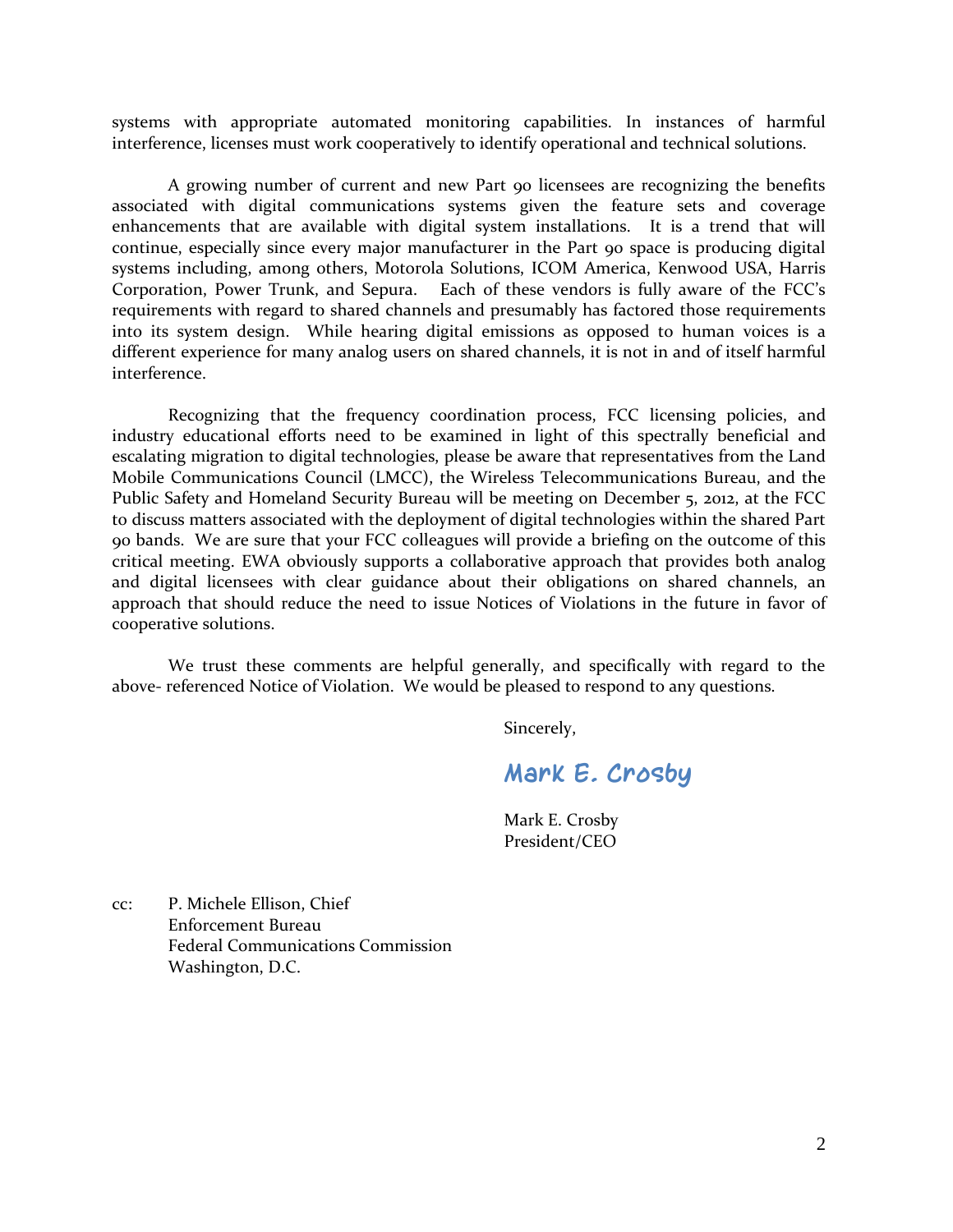systems with appropriate automated monitoring capabilities. In instances of harmful interference, licenses must work cooperatively to identify operational and technical solutions.

A growing number of current and new Part 90 licensees are recognizing the benefits associated with digital communications systems given the feature sets and coverage enhancements that are available with digital system installations. It is a trend that will continue, especially since every major manufacturer in the Part 90 space is producing digital systems including, among others, Motorola Solutions, ICOM America, Kenwood USA, Harris Corporation, Power Trunk, and Sepura. Each of these vendors is fully aware of the FCC's requirements with regard to shared channels and presumably has factored those requirements into its system design. While hearing digital emissions as opposed to human voices is a different experience for many analog users on shared channels, it is not in and of itself harmful interference.

Recognizing that the frequency coordination process, FCC licensing policies, and industry educational efforts need to be examined in light of this spectrally beneficial and escalating migration to digital technologies, please be aware that representatives from the Land Mobile Communications Council (LMCC), the Wireless Telecommunications Bureau, and the Public Safety and Homeland Security Bureau will be meeting on December 5, 2012, at the FCC to discuss matters associated with the deployment of digital technologies within the shared Part 90 bands. We are sure that your FCC colleagues will provide a briefing on the outcome of this critical meeting. EWA obviously supports a collaborative approach that provides both analog and digital licensees with clear guidance about their obligations on shared channels, an approach that should reduce the need to issue Notices of Violations in the future in favor of cooperative solutions.

We trust these comments are helpful generally, and specifically with regard to the above- referenced Notice of Violation. We would be pleased to respond to any questions.

Sincerely,

Mark E. Crosby

Mark E. Crosby
President/CEO

cc: P. Michele Ellison, Chief
Enforcement Bureau
Federal Communications Commission
Washington, D.C.